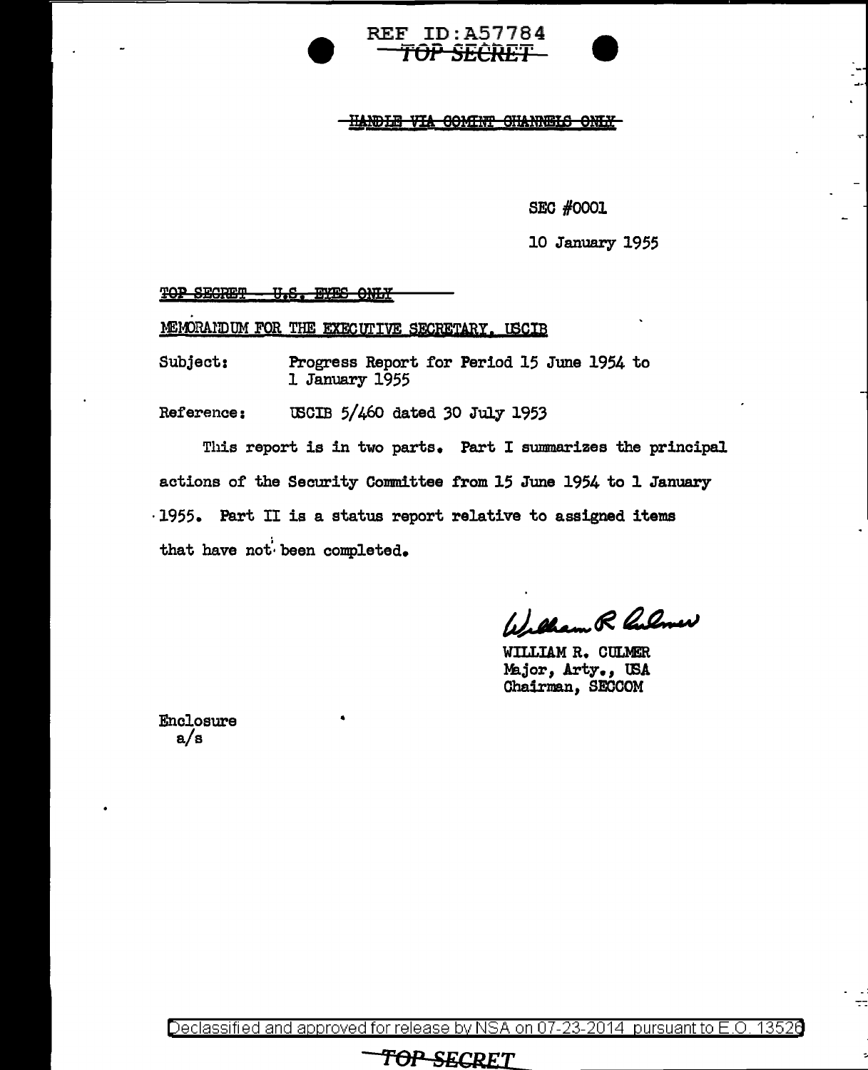REF ID:A57784

~~TOP SECRET~~

~~HANDLE VIA COMINT CHANNELS ONLY~~

SEC #0001

10 January 1955

~~TOP SECRET - U.S. EYES ONLY~~

MEMORANDUM FOR THE EXECUTIVE SECRETARY, USCIB

Subject: Progress Report for Period 15 June 1954 to 1 January 1955

Reference: USCIB 5/460 dated 30 July 1953

This report is in two parts. Part I summarizes the principal actions of the Security Committee from 15 June 1954 to 1 January 1955. Part II is a status report relative to assigned items that have not been completed.

William R. Culmer

WILLIAM R. CULMER
Major, Arty., USA
Chairman, SECCOM

Enclosure
a/s

Declassified and approved for release by NSA on 07-23-2014 pursuant to E.O. 13526

~~TOP SECRET~~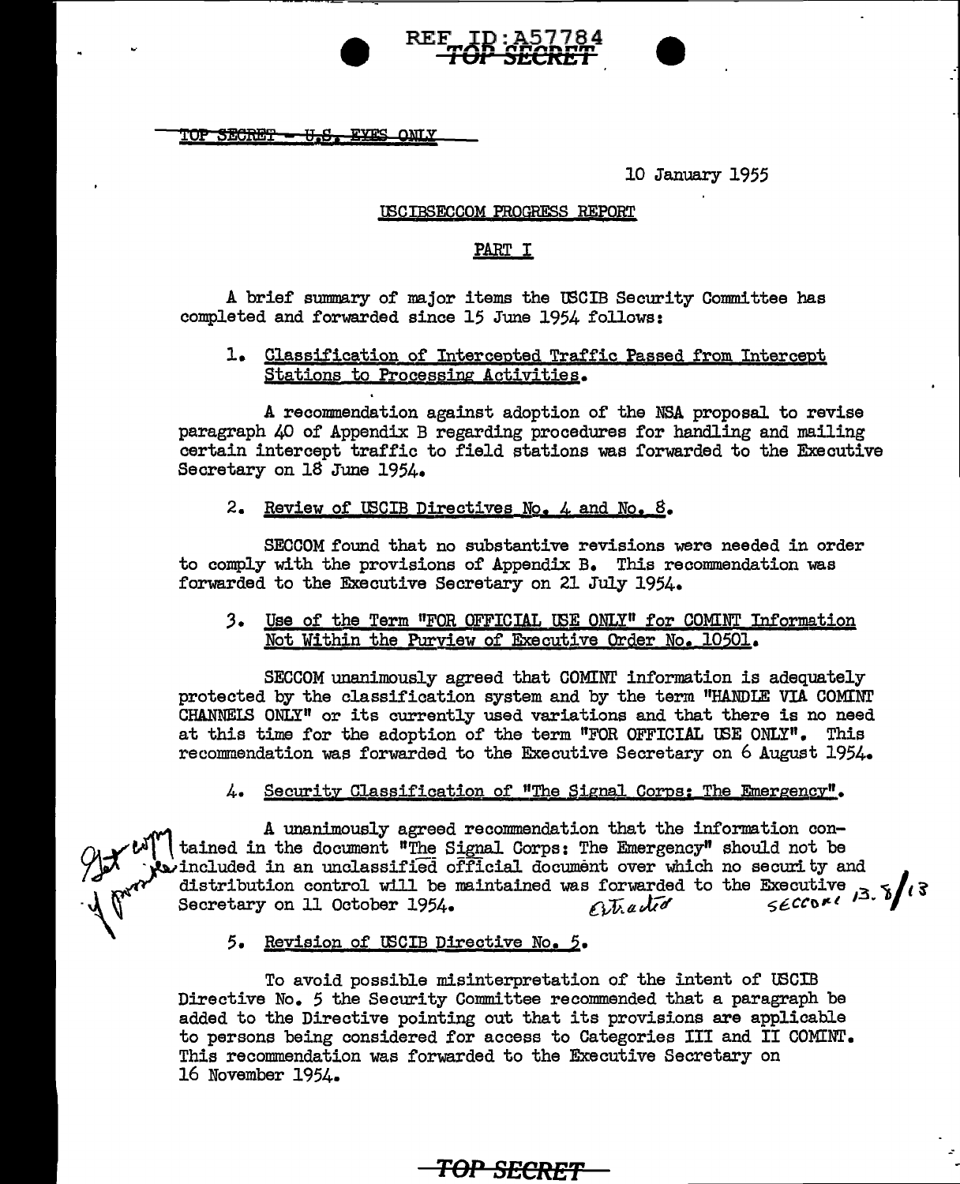REF ID:A57784
~~TOP SECRET~~

~~TOP SECRET - U.S. EYES ONLY~~

10 January 1955

USCIBSECCOM PROGRESS REPORT

PART I

A brief summary of major items the USCIB Security Committee has completed and forwarded since 15 June 1954 follows:

1. Classification of Intercepted Traffic Passed from Intercept Stations to Processing Activities.

A recommendation against adoption of the NSA proposal to revise paragraph 40 of Appendix B regarding procedures for handling and mailing certain intercept traffic to field stations was forwarded to the Executive Secretary on 18 June 1954.

2. Review of USCIB Directives No. 4 and No. 8.

SECCOM found that no substantive revisions were needed in order to comply with the provisions of Appendix B. This recommendation was forwarded to the Executive Secretary on 21 July 1954.

3. Use of the Term "FOR OFFICIAL USE ONLY" for COMINT Information Not Within the Purview of Executive Order No. 10501.

SECCOM unanimously agreed that COMINT information is adequately protected by the classification system and by the term "HANDLE VIA COMINT CHANNELS ONLY" or its currently used variations and that there is no need at this time for the adoption of the term "FOR OFFICIAL USE ONLY". This recommendation was forwarded to the Executive Secretary on 6 August 1954.

4. Security Classification of "The Signal Corps: The Emergency".

A unanimously agreed recommendation that the information contained in the document "The Signal Corps: The Emergency" should not be included in an unclassified official document over which no security and distribution control will be maintained was forwarded to the Executive Secretary on 11 October 1954. Extracted SECCOM 13.8/13

5. Revision of USCIB Directive No. 5.

To avoid possible misinterpretation of the intent of USCIB Directive No. 5 the Security Committee recommended that a paragraph be added to the Directive pointing out that its provisions are applicable to persons being considered for access to Categories III and II COMINT. This recommendation was forwarded to the Executive Secretary on 16 November 1954.

~~TOP SECRET~~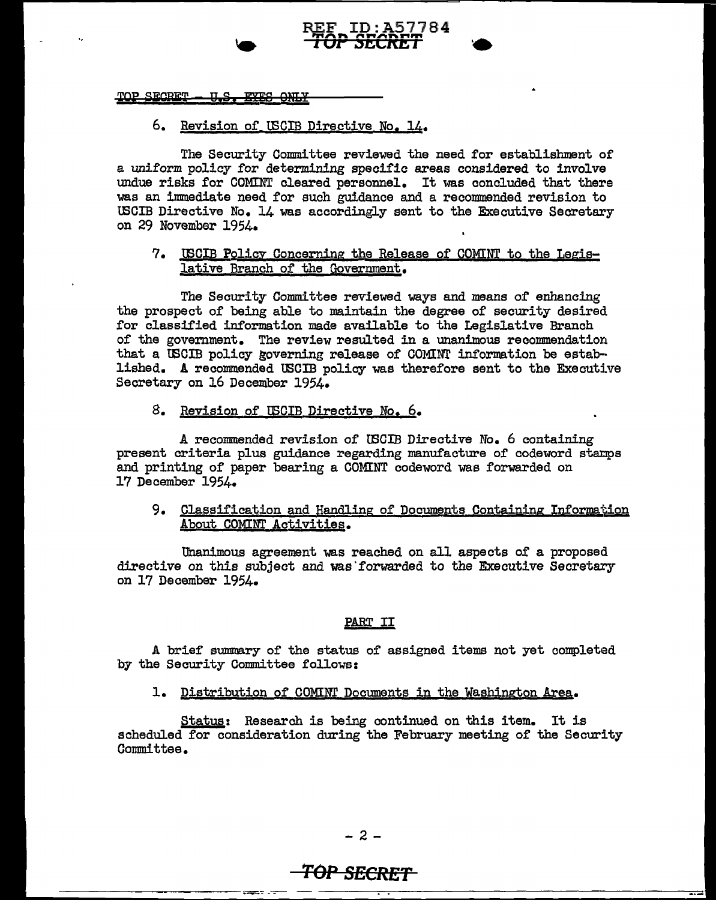TOP SECRET - U.S. EYES ONLY

6. Revision of USCIB Directive No. 14.

The Security Committee reviewed the need for establishment of a uniform policy for determining specific areas considered to involve undue risks for COMINT cleared personnel. It was concluded that there was an immediate need for such guidance and a recommended revision to USCIB Directive No. 14 was accordingly sent to the Executive Secretary on 29 November 1954.

7. USCIB Policy Concerning the Release of COMINT to the Legislative Branch of the Government.

The Security Committee reviewed ways and means of enhancing the prospect of being able to maintain the degree of security desired for classified information made available to the Legislative Branch of the government. The review resulted in a unanimous recommendation that a USCIB policy governing release of COMINT information be established. A recommended USCIB policy was therefore sent to the Executive Secretary on 16 December 1954.

8. Revision of USCIB Directive No. 6.

A recommended revision of USCIB Directive No. 6 containing present criteria plus guidance regarding manufacture of codeword stamps and printing of paper bearing a COMINT codeword was forwarded on 17 December 1954.

9. Classification and Handling of Documents Containing Information About COMINT Activities.

Unanimous agreement was reached on all aspects of a proposed directive on this subject and was forwarded to the Executive Secretary on 17 December 1954.

PART II

A brief summary of the status of assigned items not yet completed by the Security Committee follows:

1. Distribution of COMINT Documents in the Washington Area.

Status: Research is being continued on this item. It is scheduled for consideration during the February meeting of the Security Committee.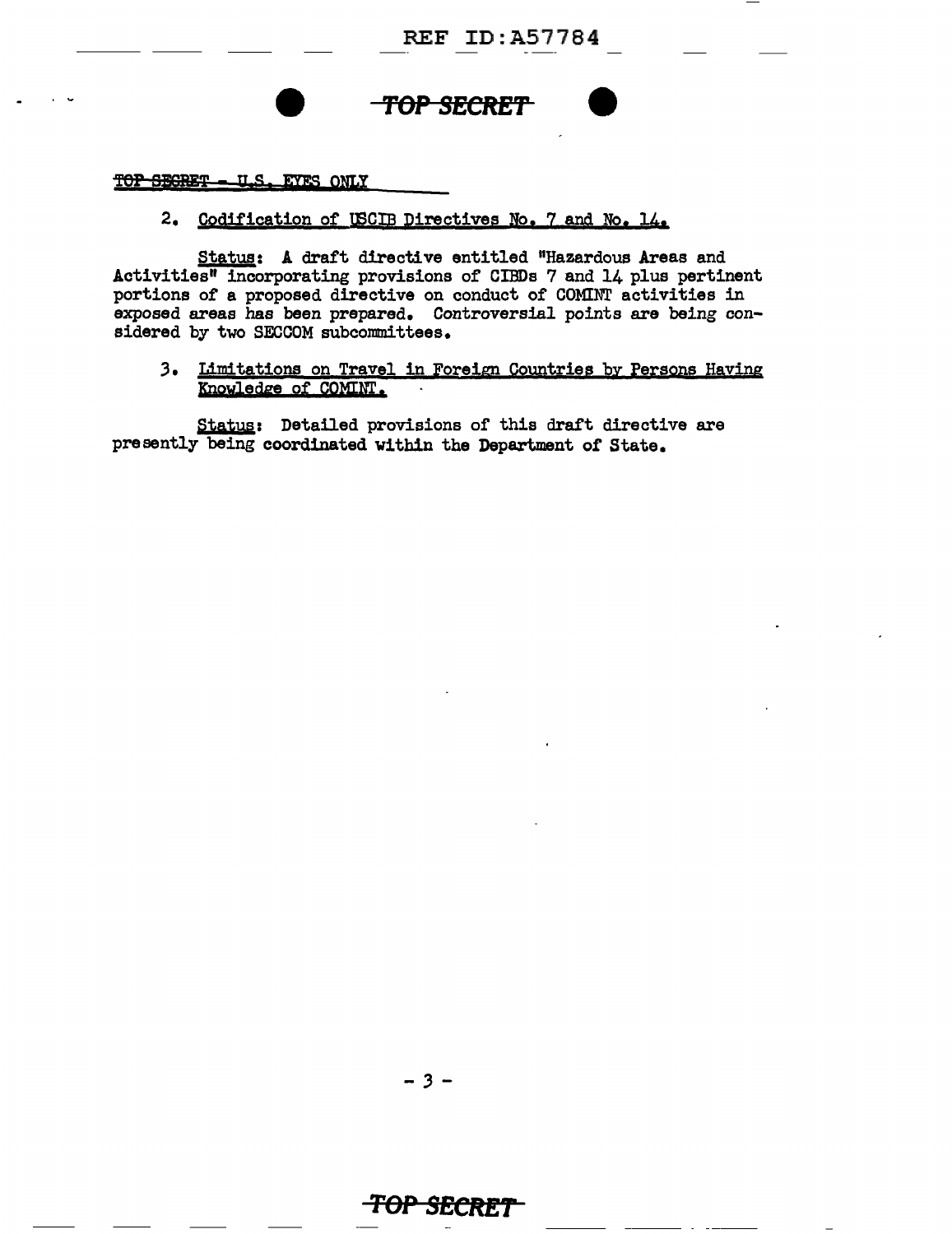TOP SECRET - U.S. EYES ONLY

2. Codification of USCIB Directives No. 7 and No. 14.

Status: A draft directive entitled "Hazardous Areas and Activities" incorporating provisions of CIBDs 7 and 14 plus pertinent portions of a proposed directive on conduct of COMINT activities in exposed areas has been prepared. Controversial points are being considered by two SECCOM subcommittees.

3. Limitations on Travel in Foreign Countries by Persons Having Knowledge of COMINT.

Status: Detailed provisions of this draft directive are presently being coordinated within the Department of State.